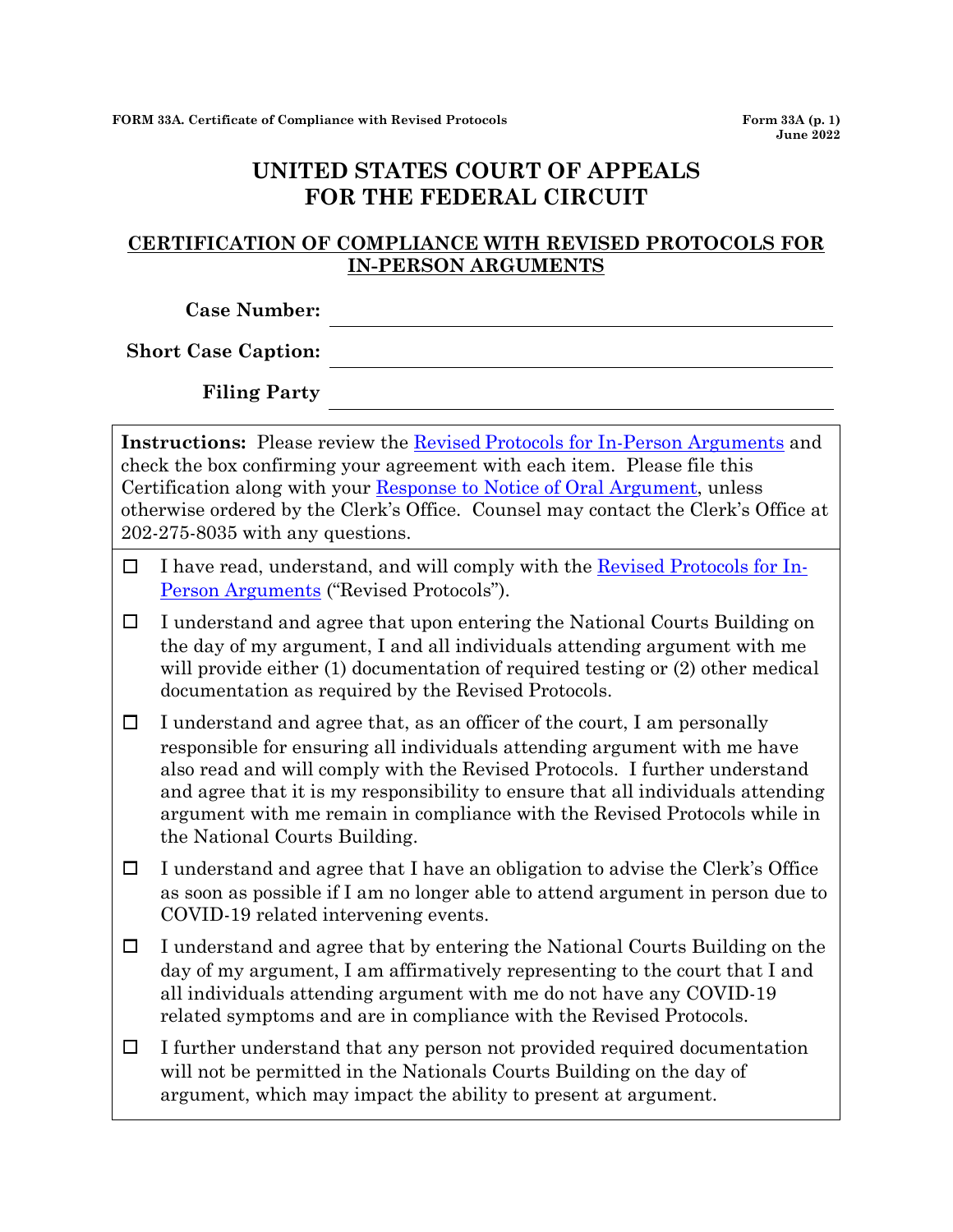FORM 33A. Certificate of Compliance with Revised Protocols

Form 33A (p. 1)
June 2022

# UNITED STATES COURT OF APPEALS FOR THE FEDERAL CIRCUIT

## CERTIFICATION OF COMPLIANCE WITH REVISED PROTOCOLS FOR IN-PERSON ARGUMENTS

**Case Number:** ______________________________

**Short Case Caption:** ______________________________

**Filing Party** ______________________________

**Instructions:** Please review the Revised Protocols for In-Person Arguments and check the box confirming your agreement with each item. Please file this Certification along with your Response to Notice of Oral Argument, unless otherwise ordered by the Clerk's Office. Counsel may contact the Clerk's Office at 202-275-8035 with any questions.

- ☐ I have read, understand, and will comply with the Revised Protocols for In-Person Arguments ("Revised Protocols").
- ☐ I understand and agree that upon entering the National Courts Building on the day of my argument, I and all individuals attending argument with me will provide either (1) documentation of required testing or (2) other medical documentation as required by the Revised Protocols.
- ☐ I understand and agree that, as an officer of the court, I am personally responsible for ensuring all individuals attending argument with me have also read and will comply with the Revised Protocols. I further understand and agree that it is my responsibility to ensure that all individuals attending argument with me remain in compliance with the Revised Protocols while in the National Courts Building.
- ☐ I understand and agree that I have an obligation to advise the Clerk's Office as soon as possible if I am no longer able to attend argument in person due to COVID-19 related intervening events.
- ☐ I understand and agree that by entering the National Courts Building on the day of my argument, I am affirmatively representing to the court that I and all individuals attending argument with me do not have any COVID-19 related symptoms and are in compliance with the Revised Protocols.
- ☐ I further understand that any person not provided required documentation will not be permitted in the Nationals Courts Building on the day of argument, which may impact the ability to present at argument.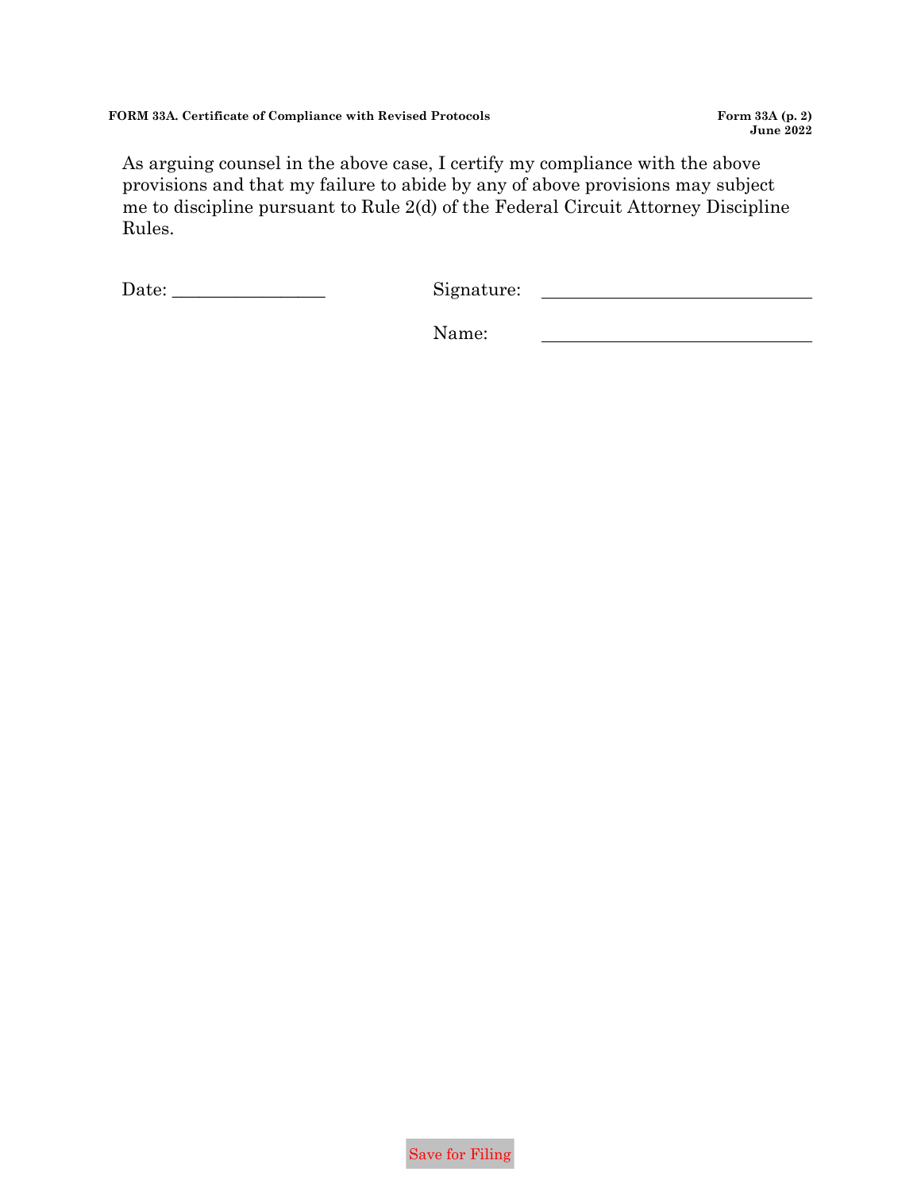As arguing counsel in the above case, I certify my compliance with the above provisions and that my failure to abide by any of above provisions may subject me to discipline pursuant to Rule 2(d) of the Federal Circuit Attorney Discipline Rules.

Date: _________________ Signature: ______________________________

Name: ______________________________

Save for Filing